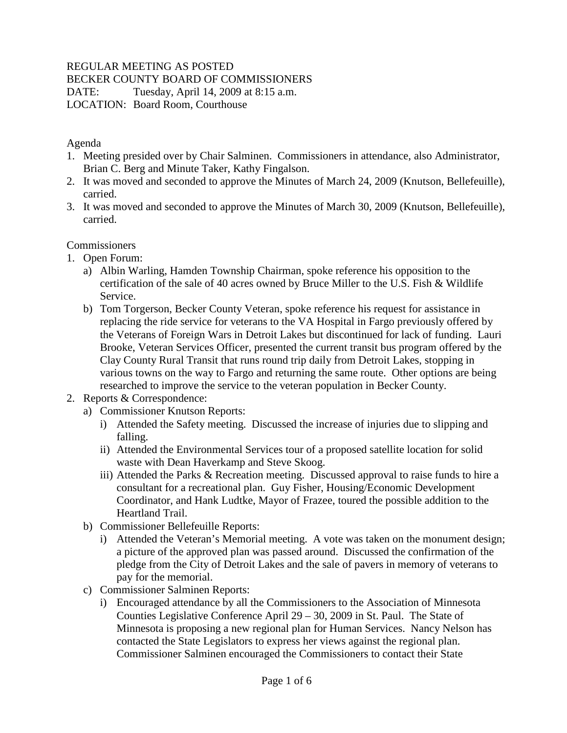REGULAR MEETING AS POSTED
BECKER COUNTY BOARD OF COMMISSIONERS
DATE: Tuesday, April 14, 2009 at 8:15 a.m.
LOCATION: Board Room, Courthouse

Agenda

1. Meeting presided over by Chair Salminen. Commissioners in attendance, also Administrator, Brian C. Berg and Minute Taker, Kathy Fingalson.
2. It was moved and seconded to approve the Minutes of March 24, 2009 (Knutson, Bellefeuille), carried.
3. It was moved and seconded to approve the Minutes of March 30, 2009 (Knutson, Bellefeuille), carried.

Commissioners

1. Open Forum:
   a) Albin Warling, Hamden Township Chairman, spoke reference his opposition to the certification of the sale of 40 acres owned by Bruce Miller to the U.S. Fish & Wildlife Service.
   b) Tom Torgerson, Becker County Veteran, spoke reference his request for assistance in replacing the ride service for veterans to the VA Hospital in Fargo previously offered by the Veterans of Foreign Wars in Detroit Lakes but discontinued for lack of funding. Lauri Brooke, Veteran Services Officer, presented the current transit bus program offered by the Clay County Rural Transit that runs round trip daily from Detroit Lakes, stopping in various towns on the way to Fargo and returning the same route. Other options are being researched to improve the service to the veteran population in Becker County.
2. Reports & Correspondence:
   a) Commissioner Knutson Reports:
      i) Attended the Safety meeting. Discussed the increase of injuries due to slipping and falling.
      ii) Attended the Environmental Services tour of a proposed satellite location for solid waste with Dean Haverkamp and Steve Skoog.
      iii) Attended the Parks & Recreation meeting. Discussed approval to raise funds to hire a consultant for a recreational plan. Guy Fisher, Housing/Economic Development Coordinator, and Hank Ludtke, Mayor of Frazee, toured the possible addition to the Heartland Trail.
   b) Commissioner Bellefeuille Reports:
      i) Attended the Veteran's Memorial meeting. A vote was taken on the monument design; a picture of the approved plan was passed around. Discussed the confirmation of the pledge from the City of Detroit Lakes and the sale of pavers in memory of veterans to pay for the memorial.
   c) Commissioner Salminen Reports:
      i) Encouraged attendance by all the Commissioners to the Association of Minnesota Counties Legislative Conference April 29 – 30, 2009 in St. Paul. The State of Minnesota is proposing a new regional plan for Human Services. Nancy Nelson has contacted the State Legislators to express her views against the regional plan. Commissioner Salminen encouraged the Commissioners to contact their State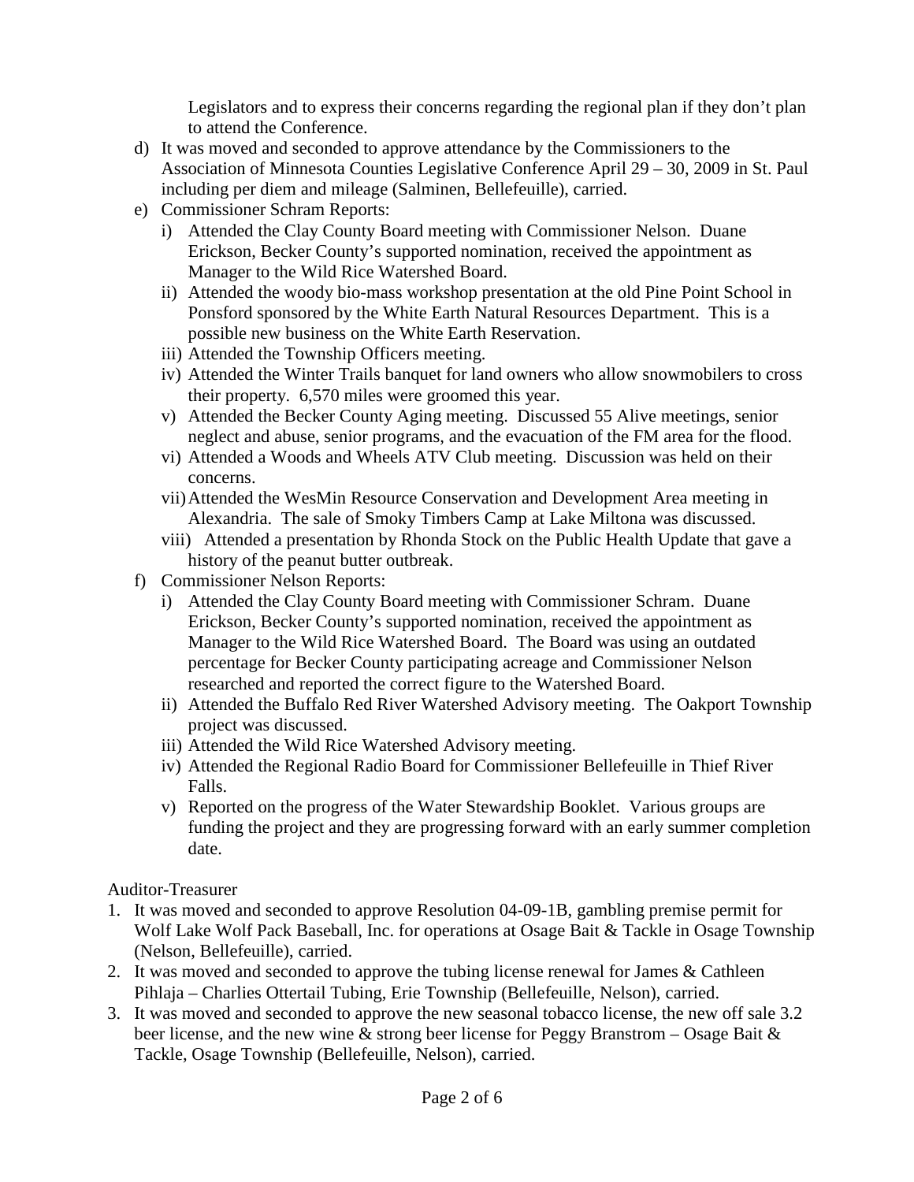Legislators and to express their concerns regarding the regional plan if they don't plan to attend the Conference.

d) It was moved and seconded to approve attendance by the Commissioners to the Association of Minnesota Counties Legislative Conference April 29 – 30, 2009 in St. Paul including per diem and mileage (Salminen, Bellefeuille), carried.

e) Commissioner Schram Reports:
   i) Attended the Clay County Board meeting with Commissioner Nelson. Duane Erickson, Becker County's supported nomination, received the appointment as Manager to the Wild Rice Watershed Board.
   ii) Attended the woody bio-mass workshop presentation at the old Pine Point School in Ponsford sponsored by the White Earth Natural Resources Department. This is a possible new business on the White Earth Reservation.
   iii) Attended the Township Officers meeting.
   iv) Attended the Winter Trails banquet for land owners who allow snowmobilers to cross their property. 6,570 miles were groomed this year.
   v) Attended the Becker County Aging meeting. Discussed 55 Alive meetings, senior neglect and abuse, senior programs, and the evacuation of the FM area for the flood.
   vi) Attended a Woods and Wheels ATV Club meeting. Discussion was held on their concerns.
   vii) Attended the WesMin Resource Conservation and Development Area meeting in Alexandria. The sale of Smoky Timbers Camp at Lake Miltona was discussed.
   viii) Attended a presentation by Rhonda Stock on the Public Health Update that gave a history of the peanut butter outbreak.

f) Commissioner Nelson Reports:
   i) Attended the Clay County Board meeting with Commissioner Schram. Duane Erickson, Becker County's supported nomination, received the appointment as Manager to the Wild Rice Watershed Board. The Board was using an outdated percentage for Becker County participating acreage and Commissioner Nelson researched and reported the correct figure to the Watershed Board.
   ii) Attended the Buffalo Red River Watershed Advisory meeting. The Oakport Township project was discussed.
   iii) Attended the Wild Rice Watershed Advisory meeting.
   iv) Attended the Regional Radio Board for Commissioner Bellefeuille in Thief River Falls.
   v) Reported on the progress of the Water Stewardship Booklet. Various groups are funding the project and they are progressing forward with an early summer completion date.

Auditor-Treasurer

1. It was moved and seconded to approve Resolution 04-09-1B, gambling premise permit for Wolf Lake Wolf Pack Baseball, Inc. for operations at Osage Bait & Tackle in Osage Township (Nelson, Bellefeuille), carried.
2. It was moved and seconded to approve the tubing license renewal for James & Cathleen Pihlaja – Charlies Ottertail Tubing, Erie Township (Bellefeuille, Nelson), carried.
3. It was moved and seconded to approve the new seasonal tobacco license, the new off sale 3.2 beer license, and the new wine & strong beer license for Peggy Branstrom – Osage Bait & Tackle, Osage Township (Bellefeuille, Nelson), carried.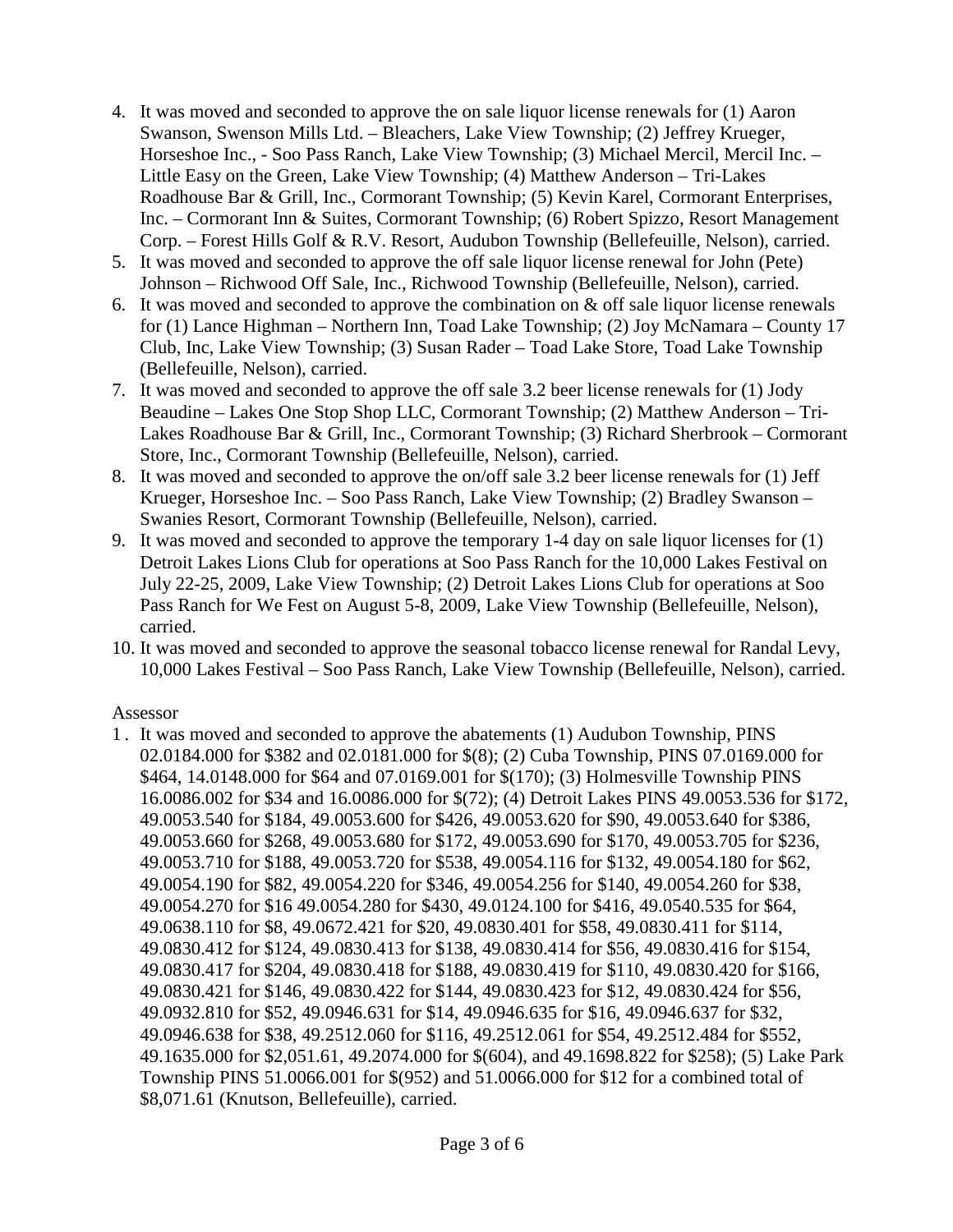4. It was moved and seconded to approve the on sale liquor license renewals for (1) Aaron Swanson, Swenson Mills Ltd. – Bleachers, Lake View Township; (2) Jeffrey Krueger, Horseshoe Inc., - Soo Pass Ranch, Lake View Township; (3) Michael Mercil, Mercil Inc. – Little Easy on the Green, Lake View Township; (4) Matthew Anderson – Tri-Lakes Roadhouse Bar & Grill, Inc., Cormorant Township; (5) Kevin Karel, Cormorant Enterprises, Inc. – Cormorant Inn & Suites, Cormorant Township; (6) Robert Spizzo, Resort Management Corp. – Forest Hills Golf & R.V. Resort, Audubon Township (Bellefeuille, Nelson), carried.
5. It was moved and seconded to approve the off sale liquor license renewal for John (Pete) Johnson – Richwood Off Sale, Inc., Richwood Township (Bellefeuille, Nelson), carried.
6. It was moved and seconded to approve the combination on & off sale liquor license renewals for (1) Lance Highman – Northern Inn, Toad Lake Township; (2) Joy McNamara – County 17 Club, Inc, Lake View Township; (3) Susan Rader – Toad Lake Store, Toad Lake Township (Bellefeuille, Nelson), carried.
7. It was moved and seconded to approve the off sale 3.2 beer license renewals for (1) Jody Beaudine – Lakes One Stop Shop LLC, Cormorant Township; (2) Matthew Anderson – Tri-Lakes Roadhouse Bar & Grill, Inc., Cormorant Township; (3) Richard Sherbrook – Cormorant Store, Inc., Cormorant Township (Bellefeuille, Nelson), carried.
8. It was moved and seconded to approve the on/off sale 3.2 beer license renewals for (1) Jeff Krueger, Horseshoe Inc. – Soo Pass Ranch, Lake View Township; (2) Bradley Swanson – Swanies Resort, Cormorant Township (Bellefeuille, Nelson), carried.
9. It was moved and seconded to approve the temporary 1-4 day on sale liquor licenses for (1) Detroit Lakes Lions Club for operations at Soo Pass Ranch for the 10,000 Lakes Festival on July 22-25, 2009, Lake View Township; (2) Detroit Lakes Lions Club for operations at Soo Pass Ranch for We Fest on August 5-8, 2009, Lake View Township (Bellefeuille, Nelson), carried.
10. It was moved and seconded to approve the seasonal tobacco license renewal for Randal Levy, 10,000 Lakes Festival – Soo Pass Ranch, Lake View Township (Bellefeuille, Nelson), carried.

Assessor

1. It was moved and seconded to approve the abatements (1) Audubon Township, PINS 02.0184.000 for $382 and 02.0181.000 for $(8); (2) Cuba Township, PINS 07.0169.000 for $464, 14.0148.000 for $64 and 07.0169.001 for $(170); (3) Holmesville Township PINS 16.0086.002 for $34 and 16.0086.000 for $(72); (4) Detroit Lakes PINS 49.0053.536 for $172, 49.0053.540 for $184, 49.0053.600 for $426, 49.0053.620 for $90, 49.0053.640 for $386, 49.0053.660 for $268, 49.0053.680 for $172, 49.0053.690 for $170, 49.0053.705 for $236, 49.0053.710 for $188, 49.0053.720 for $538, 49.0054.116 for $132, 49.0054.180 for $62, 49.0054.190 for $82, 49.0054.220 for $346, 49.0054.256 for $140, 49.0054.260 for $38, 49.0054.270 for $16 49.0054.280 for $430, 49.0124.100 for $416, 49.0540.535 for $64, 49.0638.110 for $8, 49.0672.421 for $20, 49.0830.401 for $58, 49.0830.411 for $114, 49.0830.412 for $124, 49.0830.413 for $138, 49.0830.414 for $56, 49.0830.416 for $154, 49.0830.417 for $204, 49.0830.418 for $188, 49.0830.419 for $110, 49.0830.420 for $166, 49.0830.421 for $146, 49.0830.422 for $144, 49.0830.423 for $12, 49.0830.424 for $56, 49.0932.810 for $52, 49.0946.631 for $14, 49.0946.635 for $16, 49.0946.637 for $32, 49.0946.638 for $38, 49.2512.060 for $116, 49.2512.061 for $54, 49.2512.484 for $552, 49.1635.000 for $2,051.61, 49.2074.000 for $(604), and 49.1698.822 for $258); (5) Lake Park Township PINS 51.0066.001 for $(952) and 51.0066.000 for $12 for a combined total of $8,071.61 (Knutson, Bellefeuille), carried.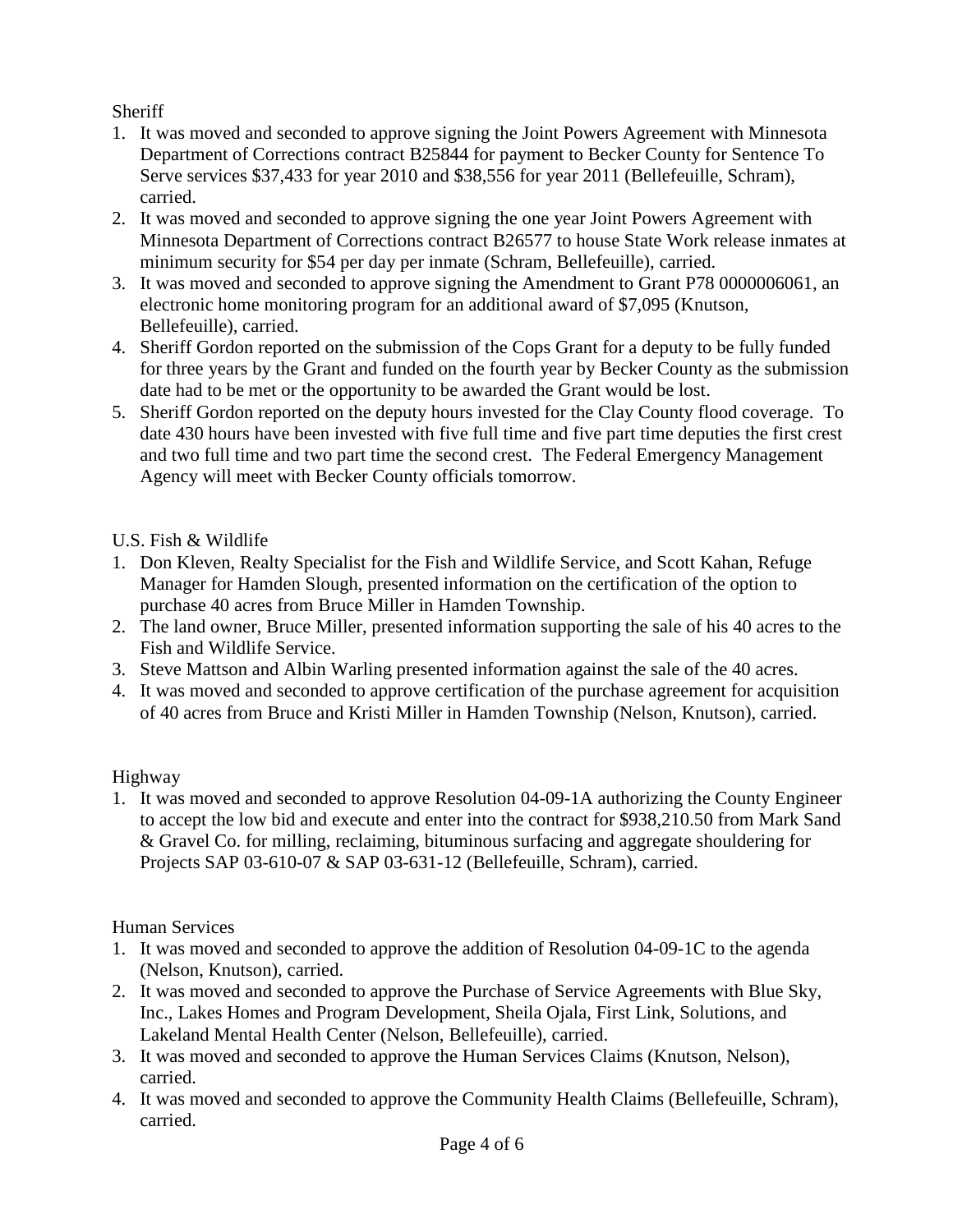Sheriff

1. It was moved and seconded to approve signing the Joint Powers Agreement with Minnesota Department of Corrections contract B25844 for payment to Becker County for Sentence To Serve services $37,433 for year 2010 and $38,556 for year 2011 (Bellefeuille, Schram), carried.
2. It was moved and seconded to approve signing the one year Joint Powers Agreement with Minnesota Department of Corrections contract B26577 to house State Work release inmates at minimum security for $54 per day per inmate (Schram, Bellefeuille), carried.
3. It was moved and seconded to approve signing the Amendment to Grant P78 0000006061, an electronic home monitoring program for an additional award of $7,095 (Knutson, Bellefeuille), carried.
4. Sheriff Gordon reported on the submission of the Cops Grant for a deputy to be fully funded for three years by the Grant and funded on the fourth year by Becker County as the submission date had to be met or the opportunity to be awarded the Grant would be lost.
5. Sheriff Gordon reported on the deputy hours invested for the Clay County flood coverage. To date 430 hours have been invested with five full time and five part time deputies the first crest and two full time and two part time the second crest. The Federal Emergency Management Agency will meet with Becker County officials tomorrow.

U.S. Fish & Wildlife

1. Don Kleven, Realty Specialist for the Fish and Wildlife Service, and Scott Kahan, Refuge Manager for Hamden Slough, presented information on the certification of the option to purchase 40 acres from Bruce Miller in Hamden Township.
2. The land owner, Bruce Miller, presented information supporting the sale of his 40 acres to the Fish and Wildlife Service.
3. Steve Mattson and Albin Warling presented information against the sale of the 40 acres.
4. It was moved and seconded to approve certification of the purchase agreement for acquisition of 40 acres from Bruce and Kristi Miller in Hamden Township (Nelson, Knutson), carried.

Highway

1. It was moved and seconded to approve Resolution 04-09-1A authorizing the County Engineer to accept the low bid and execute and enter into the contract for $938,210.50 from Mark Sand & Gravel Co. for milling, reclaiming, bituminous surfacing and aggregate shouldering for Projects SAP 03-610-07 & SAP 03-631-12 (Bellefeuille, Schram), carried.

Human Services

1. It was moved and seconded to approve the addition of Resolution 04-09-1C to the agenda (Nelson, Knutson), carried.
2. It was moved and seconded to approve the Purchase of Service Agreements with Blue Sky, Inc., Lakes Homes and Program Development, Sheila Ojala, First Link, Solutions, and Lakeland Mental Health Center (Nelson, Bellefeuille), carried.
3. It was moved and seconded to approve the Human Services Claims (Knutson, Nelson), carried.
4. It was moved and seconded to approve the Community Health Claims (Bellefeuille, Schram), carried.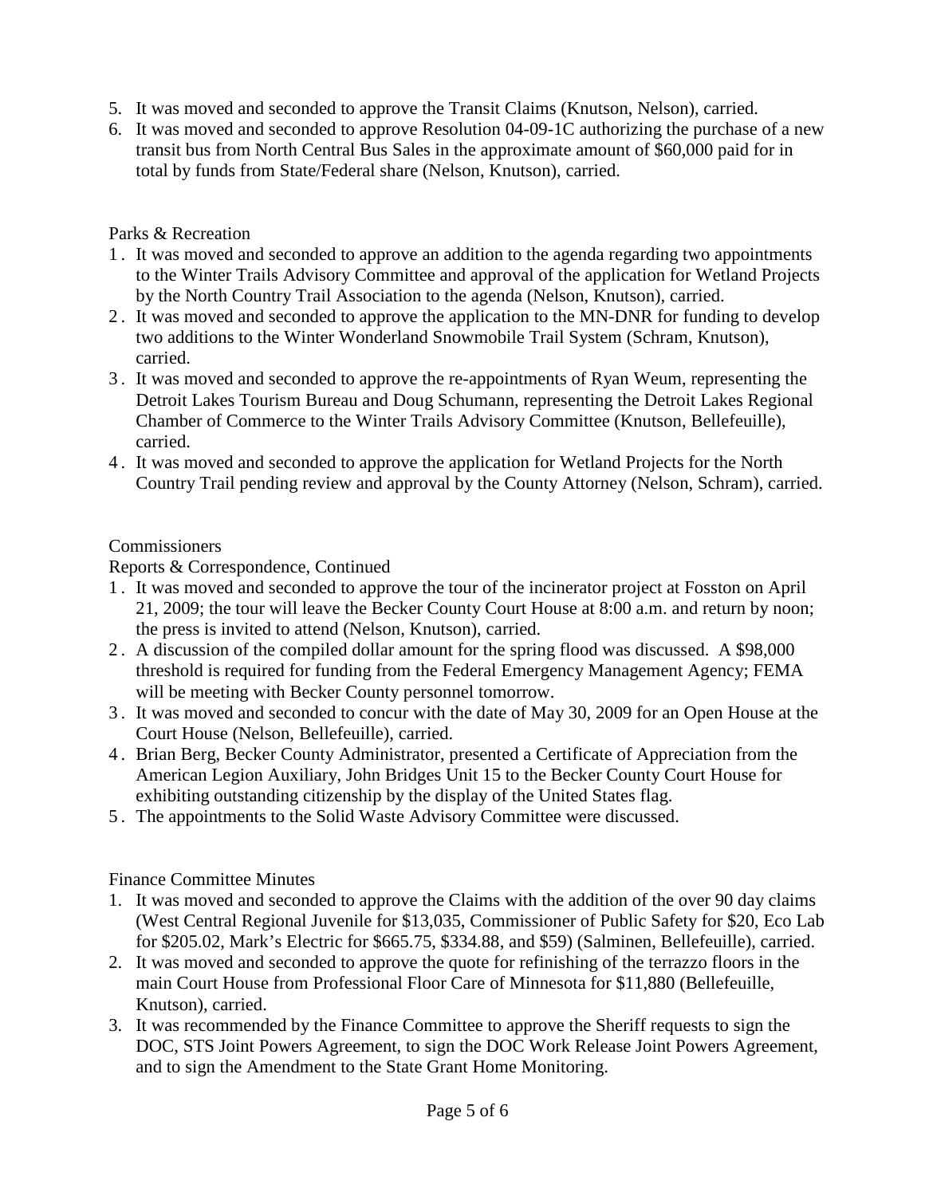5. It was moved and seconded to approve the Transit Claims (Knutson, Nelson), carried.
6. It was moved and seconded to approve Resolution 04-09-1C authorizing the purchase of a new transit bus from North Central Bus Sales in the approximate amount of $60,000 paid for in total by funds from State/Federal share (Nelson, Knutson), carried.

Parks & Recreation

1. It was moved and seconded to approve an addition to the agenda regarding two appointments to the Winter Trails Advisory Committee and approval of the application for Wetland Projects by the North Country Trail Association to the agenda (Nelson, Knutson), carried.
2. It was moved and seconded to approve the application to the MN-DNR for funding to develop two additions to the Winter Wonderland Snowmobile Trail System (Schram, Knutson), carried.
3. It was moved and seconded to approve the re-appointments of Ryan Weum, representing the Detroit Lakes Tourism Bureau and Doug Schumann, representing the Detroit Lakes Regional Chamber of Commerce to the Winter Trails Advisory Committee (Knutson, Bellefeuille), carried.
4. It was moved and seconded to approve the application for Wetland Projects for the North Country Trail pending review and approval by the County Attorney (Nelson, Schram), carried.

Commissioners

Reports & Correspondence, Continued

1. It was moved and seconded to approve the tour of the incinerator project at Fosston on April 21, 2009; the tour will leave the Becker County Court House at 8:00 a.m. and return by noon; the press is invited to attend (Nelson, Knutson), carried.
2. A discussion of the compiled dollar amount for the spring flood was discussed. A $98,000 threshold is required for funding from the Federal Emergency Management Agency; FEMA will be meeting with Becker County personnel tomorrow.
3. It was moved and seconded to concur with the date of May 30, 2009 for an Open House at the Court House (Nelson, Bellefeuille), carried.
4. Brian Berg, Becker County Administrator, presented a Certificate of Appreciation from the American Legion Auxiliary, John Bridges Unit 15 to the Becker County Court House for exhibiting outstanding citizenship by the display of the United States flag.
5. The appointments to the Solid Waste Advisory Committee were discussed.

Finance Committee Minutes

1. It was moved and seconded to approve the Claims with the addition of the over 90 day claims (West Central Regional Juvenile for $13,035, Commissioner of Public Safety for $20, Eco Lab for $205.02, Mark's Electric for $665.75, $334.88, and $59) (Salminen, Bellefeuille), carried.
2. It was moved and seconded to approve the quote for refinishing of the terrazzo floors in the main Court House from Professional Floor Care of Minnesota for $11,880 (Bellefeuille, Knutson), carried.
3. It was recommended by the Finance Committee to approve the Sheriff requests to sign the DOC, STS Joint Powers Agreement, to sign the DOC Work Release Joint Powers Agreement, and to sign the Amendment to the State Grant Home Monitoring.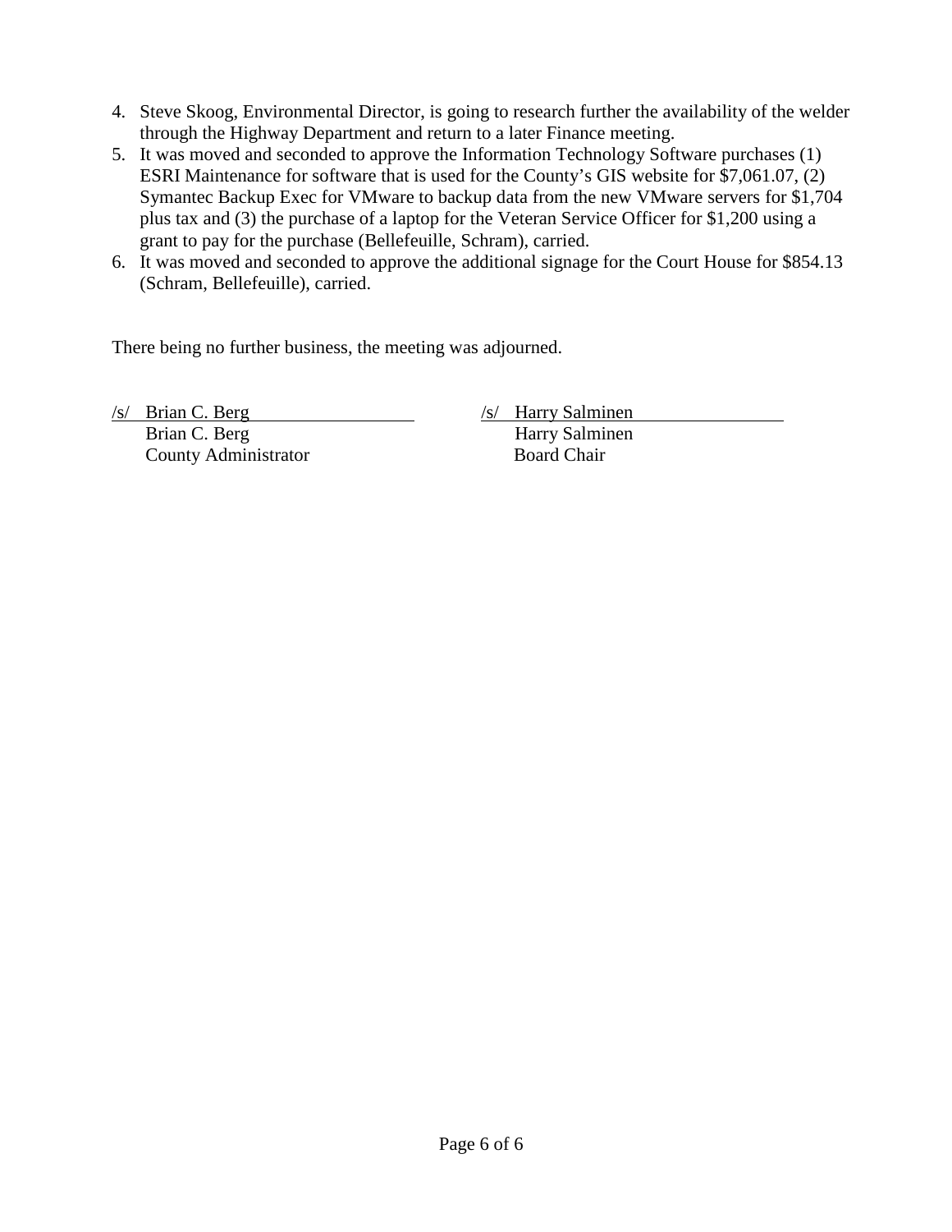4. Steve Skoog, Environmental Director, is going to research further the availability of the welder through the Highway Department and return to a later Finance meeting.
5. It was moved and seconded to approve the Information Technology Software purchases (1) ESRI Maintenance for software that is used for the County's GIS website for $7,061.07, (2) Symantec Backup Exec for VMware to backup data from the new VMware servers for $1,704 plus tax and (3) the purchase of a laptop for the Veteran Service Officer for $1,200 using a grant to pay for the purchase (Bellefeuille, Schram), carried.
6. It was moved and seconded to approve the additional signage for the Court House for $854.13 (Schram, Bellefeuille), carried.

There being no further business, the meeting was adjourned.

/s/ Brian C. Berg
Brian C. Berg
County Administrator

/s/ Harry Salminen
Harry Salminen
Board Chair